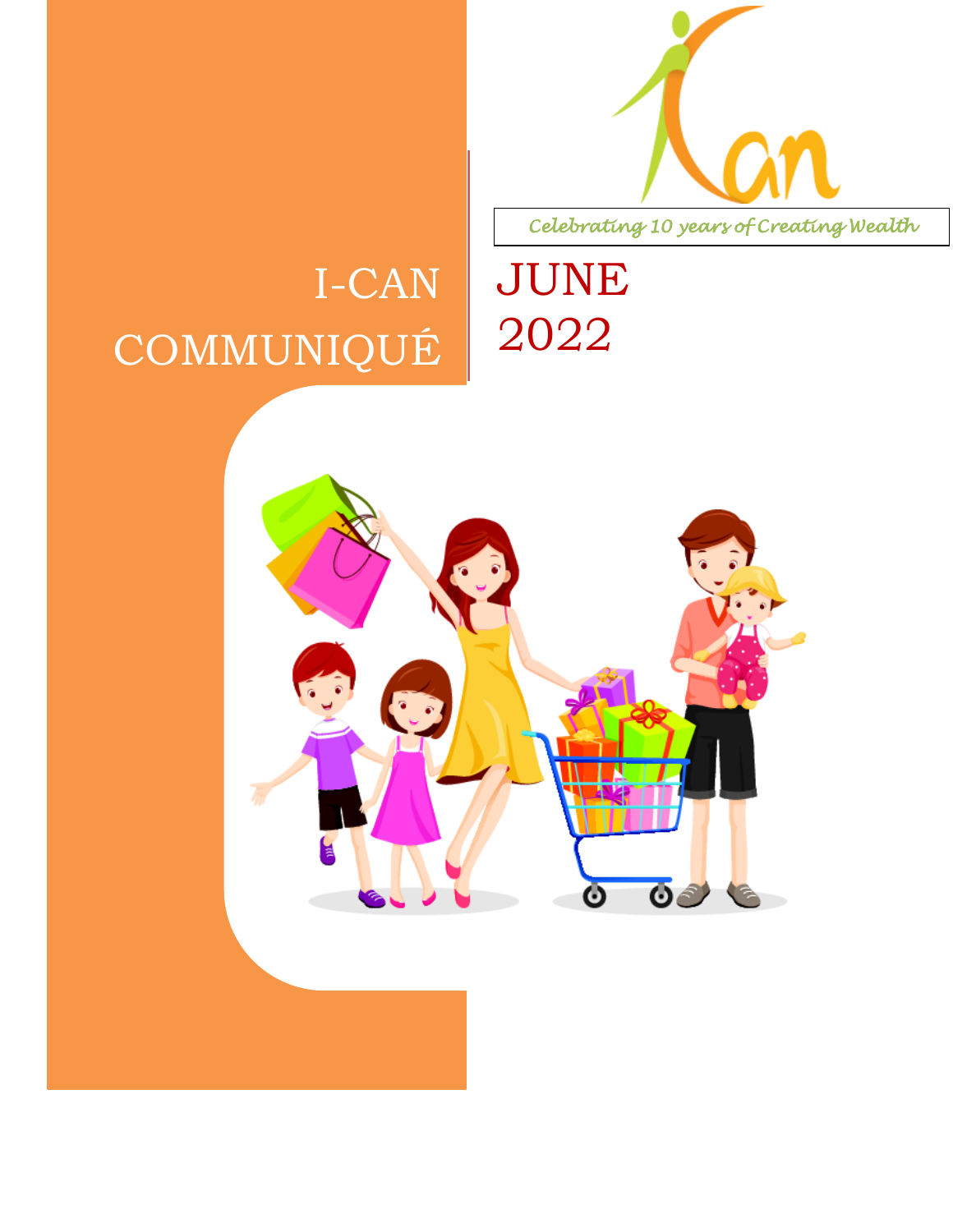Celebrating 10 years of Creating Wealth

# I-CAN COMMUNIQUÉ

# JUNE 2022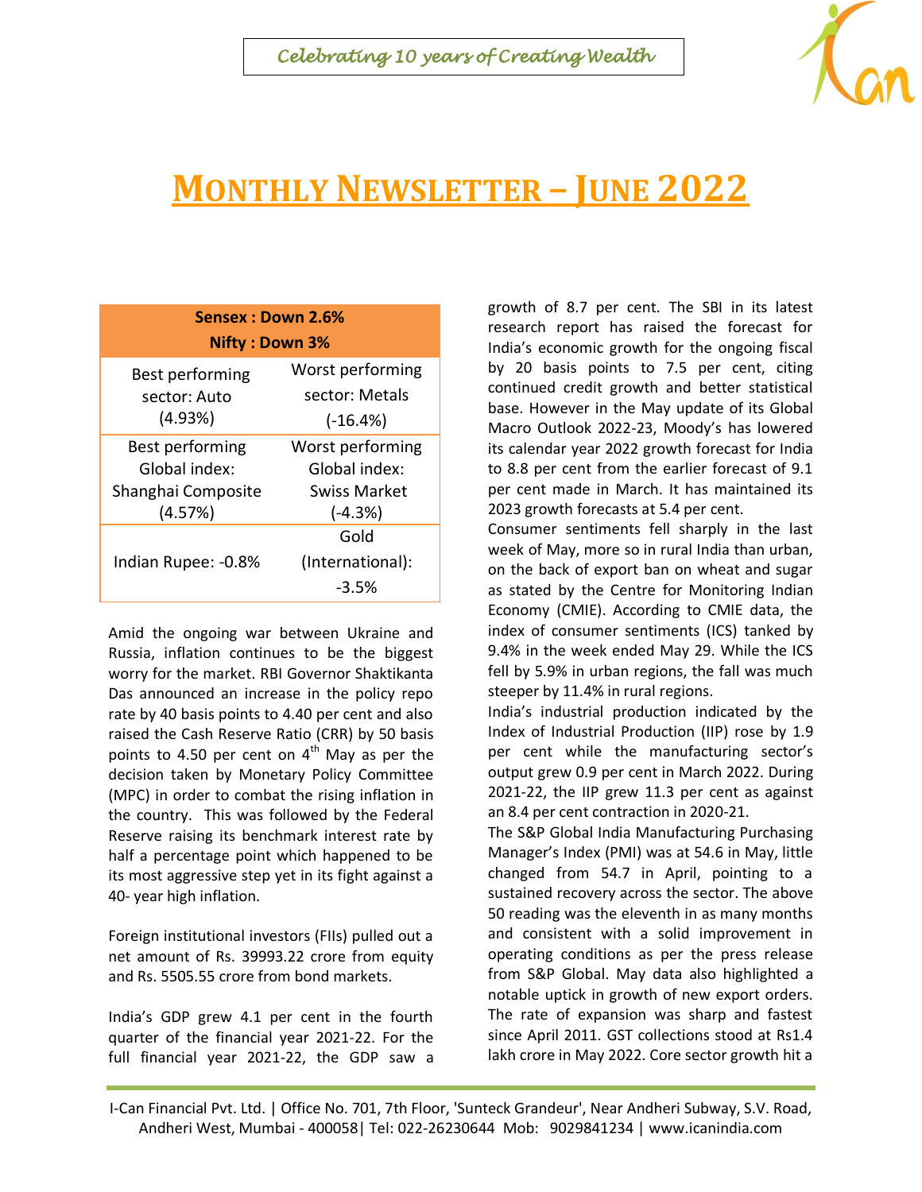*Celebrating 10 years of Creating Wealth*

# MONTHLY NEWSLETTER – JUNE 2022

| Sensex : Down 2.6%<br>Nifty : Down 3% | |
|---|---|
| Best performing sector: Auto (4.93%) | Worst performing sector: Metals (-16.4%) |
| Best performing Global index: Shanghai Composite (4.57%) | Worst performing Global index: Swiss Market (-4.3%) |
| Indian Rupee: -0.8% | Gold (International): -3.5% |

Amid the ongoing war between Ukraine and Russia, inflation continues to be the biggest worry for the market. RBI Governor Shaktikanta Das announced an increase in the policy repo rate by 40 basis points to 4.40 per cent and also raised the Cash Reserve Ratio (CRR) by 50 basis points to 4.50 per cent on 4th May as per the decision taken by Monetary Policy Committee (MPC) in order to combat the rising inflation in the country. This was followed by the Federal Reserve raising its benchmark interest rate by half a percentage point which happened to be its most aggressive step yet in its fight against a 40- year high inflation.

Foreign institutional investors (FIIs) pulled out a net amount of Rs. 39993.22 crore from equity and Rs. 5505.55 crore from bond markets.

India's GDP grew 4.1 per cent in the fourth quarter of the financial year 2021-22. For the full financial year 2021-22, the GDP saw a growth of 8.7 per cent. The SBI in its latest research report has raised the forecast for India's economic growth for the ongoing fiscal by 20 basis points to 7.5 per cent, citing continued credit growth and better statistical base. However in the May update of its Global Macro Outlook 2022-23, Moody's has lowered its calendar year 2022 growth forecast for India to 8.8 per cent from the earlier forecast of 9.1 per cent made in March. It has maintained its 2023 growth forecasts at 5.4 per cent.

Consumer sentiments fell sharply in the last week of May, more so in rural India than urban, on the back of export ban on wheat and sugar as stated by the Centre for Monitoring Indian Economy (CMIE). According to CMIE data, the index of consumer sentiments (ICS) tanked by 9.4% in the week ended May 29. While the ICS fell by 5.9% in urban regions, the fall was much steeper by 11.4% in rural regions.

India's industrial production indicated by the Index of Industrial Production (IIP) rose by 1.9 per cent while the manufacturing sector's output grew 0.9 per cent in March 2022. During 2021-22, the IIP grew 11.3 per cent as against an 8.4 per cent contraction in 2020-21.

The S&P Global India Manufacturing Purchasing Manager's Index (PMI) was at 54.6 in May, little changed from 54.7 in April, pointing to a sustained recovery across the sector. The above 50 reading was the eleventh in as many months and consistent with a solid improvement in operating conditions as per the press release from S&P Global. May data also highlighted a notable uptick in growth of new export orders. The rate of expansion was sharp and fastest since April 2011. GST collections stood at Rs1.4 lakh crore in May 2022. Core sector growth hit a

I-Can Financial Pvt. Ltd. | Office No. 701, 7th Floor, 'Sunteck Grandeur', Near Andheri Subway, S.V. Road, Andheri West, Mumbai - 400058| Tel: 022-26230644 Mob: 9029841234 | www.icanindia.com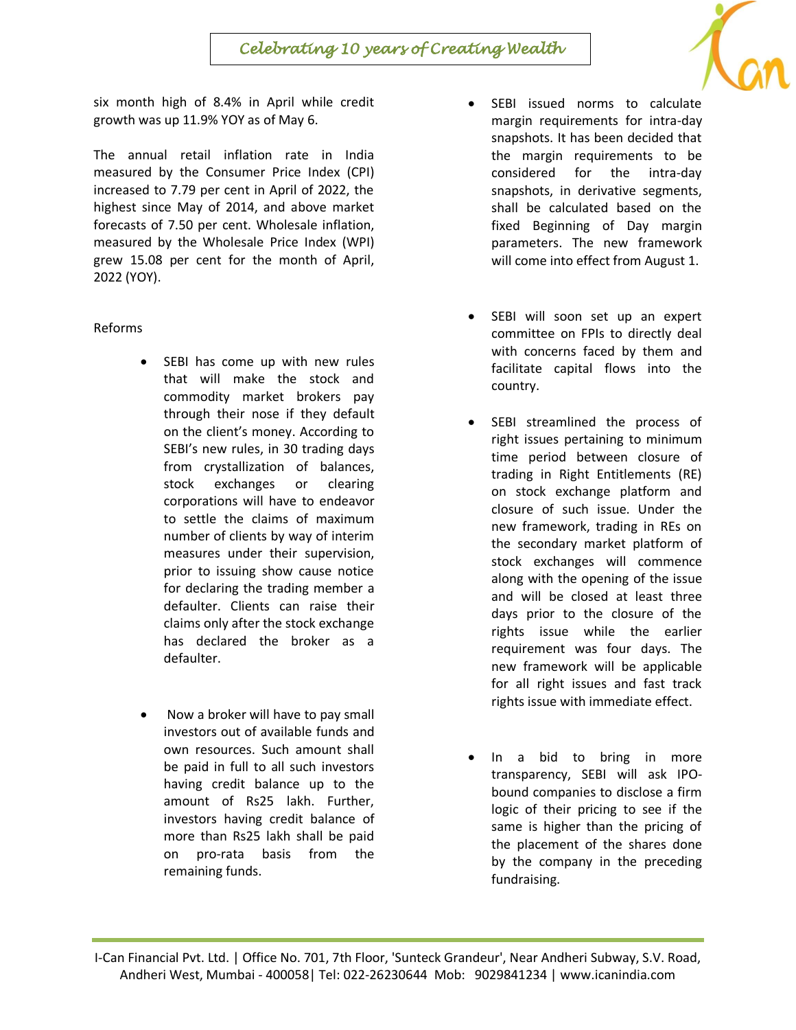six month high of 8.4% in April while credit growth was up 11.9% YOY as of May 6.

The annual retail inflation rate in India measured by the Consumer Price Index (CPI) increased to 7.79 per cent in April of 2022, the highest since May of 2014, and above market forecasts of 7.50 per cent. Wholesale inflation, measured by the Wholesale Price Index (WPI) grew 15.08 per cent for the month of April, 2022 (YOY).

Reforms

- SEBI has come up with new rules that will make the stock and commodity market brokers pay through their nose if they default on the client's money. According to SEBI's new rules, in 30 trading days from crystallization of balances, stock exchanges or clearing corporations will have to endeavor to settle the claims of maximum number of clients by way of interim measures under their supervision, prior to issuing show cause notice for declaring the trading member a defaulter. Clients can raise their claims only after the stock exchange has declared the broker as a defaulter.

- Now a broker will have to pay small investors out of available funds and own resources. Such amount shall be paid in full to all such investors having credit balance up to the amount of Rs25 lakh. Further, investors having credit balance of more than Rs25 lakh shall be paid on pro-rata basis from the remaining funds.

- SEBI issued norms to calculate margin requirements for intra-day snapshots. It has been decided that the margin requirements to be considered for the intra-day snapshots, in derivative segments, shall be calculated based on the fixed Beginning of Day margin parameters. The new framework will come into effect from August 1.

- SEBI will soon set up an expert committee on FPIs to directly deal with concerns faced by them and facilitate capital flows into the country.

- SEBI streamlined the process of right issues pertaining to minimum time period between closure of trading in Right Entitlements (RE) on stock exchange platform and closure of such issue. Under the new framework, trading in REs on the secondary market platform of stock exchanges will commence along with the opening of the issue and will be closed at least three days prior to the closure of the rights issue while the earlier requirement was four days. The new framework will be applicable for all right issues and fast track rights issue with immediate effect.

- In a bid to bring in more transparency, SEBI will ask IPO-bound companies to disclose a firm logic of their pricing to see if the same is higher than the pricing of the placement of the shares done by the company in the preceding fundraising.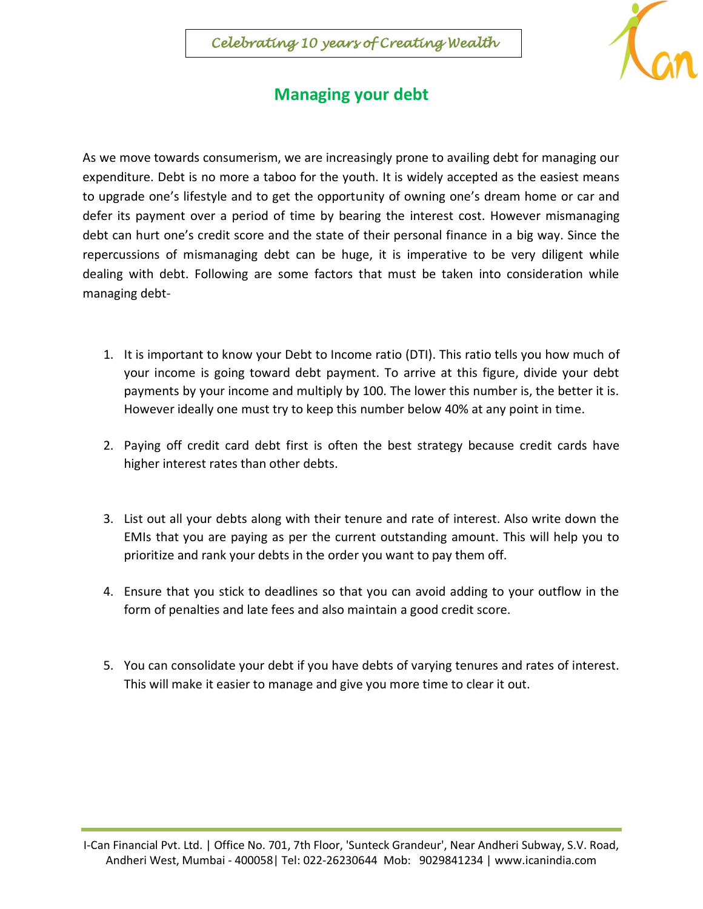## Managing your debt

As we move towards consumerism, we are increasingly prone to availing debt for managing our expenditure. Debt is no more a taboo for the youth. It is widely accepted as the easiest means to upgrade one's lifestyle and to get the opportunity of owning one's dream home or car and defer its payment over a period of time by bearing the interest cost. However mismanaging debt can hurt one's credit score and the state of their personal finance in a big way. Since the repercussions of mismanaging debt can be huge, it is imperative to be very diligent while dealing with debt. Following are some factors that must be taken into consideration while managing debt-

1. It is important to know your Debt to Income ratio (DTI). This ratio tells you how much of your income is going toward debt payment. To arrive at this figure, divide your debt payments by your income and multiply by 100. The lower this number is, the better it is. However ideally one must try to keep this number below 40% at any point in time.

2. Paying off credit card debt first is often the best strategy because credit cards have higher interest rates than other debts.

3. List out all your debts along with their tenure and rate of interest. Also write down the EMIs that you are paying as per the current outstanding amount. This will help you to prioritize and rank your debts in the order you want to pay them off.

4. Ensure that you stick to deadlines so that you can avoid adding to your outflow in the form of penalties and late fees and also maintain a good credit score.

5. You can consolidate your debt if you have debts of varying tenures and rates of interest. This will make it easier to manage and give you more time to clear it out.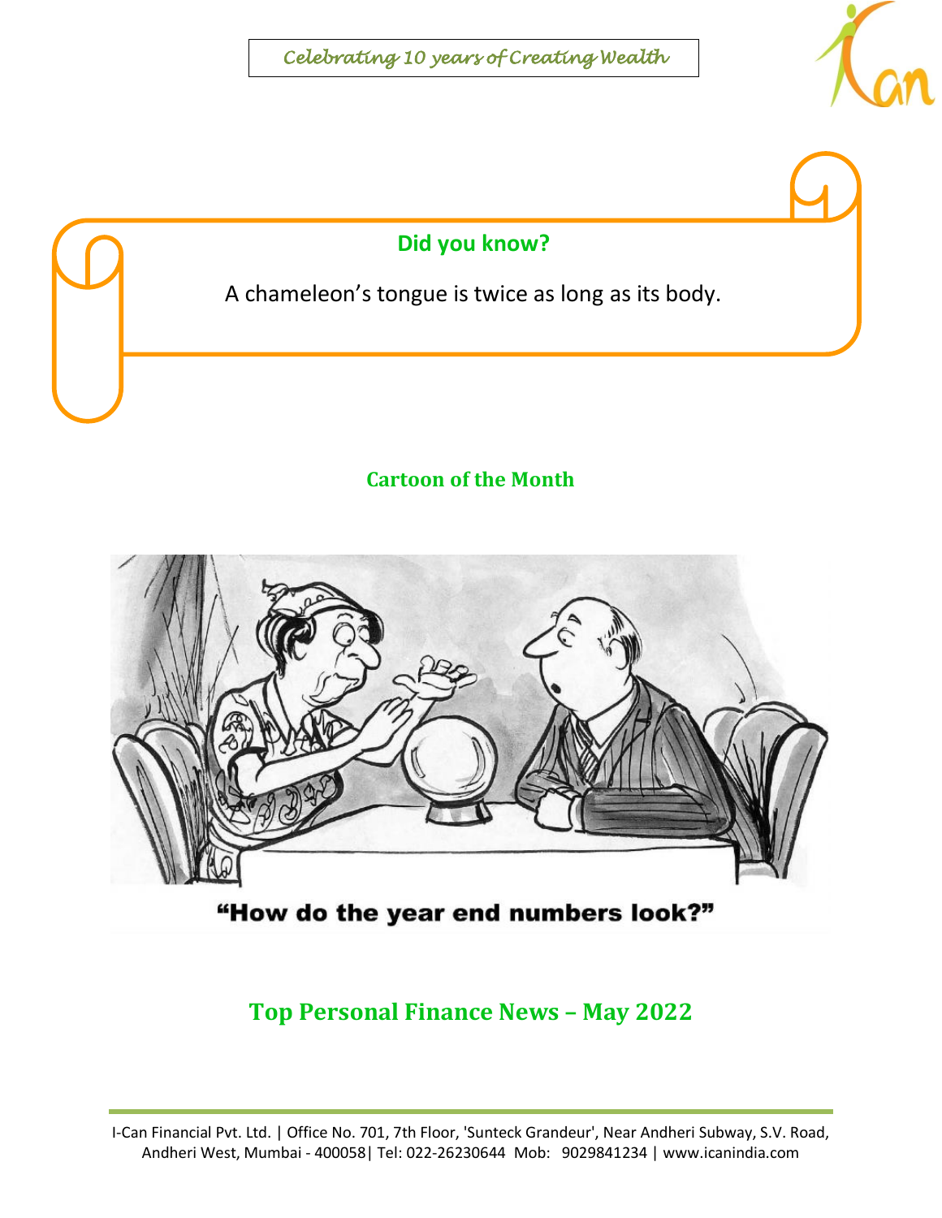*Celebrating 10 years of Creating Wealth*

## Did you know?

A chameleon's tongue is twice as long as its body.

## Cartoon of the Month

"How do the year end numbers look?"

## Top Personal Finance News – May 2022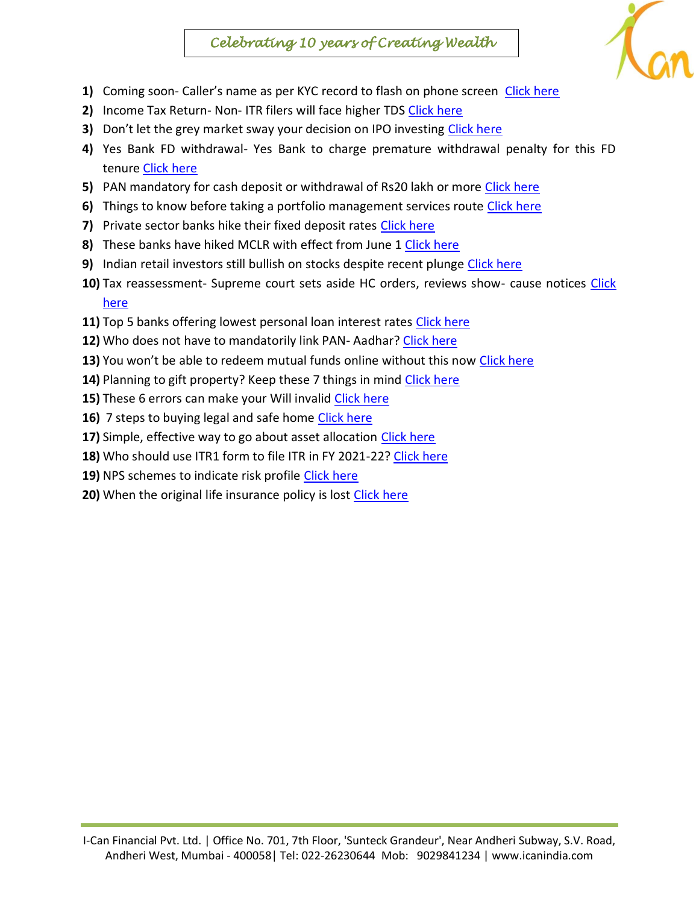*Celebrating 10 years of Creating Wealth*

1) Coming soon- Caller's name as per KYC record to flash on phone screen Click here
2) Income Tax Return- Non- ITR filers will face higher TDS Click here
3) Don't let the grey market sway your decision on IPO investing Click here
4) Yes Bank FD withdrawal- Yes Bank to charge premature withdrawal penalty for this FD tenure Click here
5) PAN mandatory for cash deposit or withdrawal of Rs20 lakh or more Click here
6) Things to know before taking a portfolio management services route Click here
7) Private sector banks hike their fixed deposit rates Click here
8) These banks have hiked MCLR with effect from June 1 Click here
9) Indian retail investors still bullish on stocks despite recent plunge Click here
10) Tax reassessment- Supreme court sets aside HC orders, reviews show- cause notices Click here
11) Top 5 banks offering lowest personal loan interest rates Click here
12) Who does not have to mandatorily link PAN- Aadhar? Click here
13) You won't be able to redeem mutual funds online without this now Click here
14) Planning to gift property? Keep these 7 things in mind Click here
15) These 6 errors can make your Will invalid Click here
16) 7 steps to buying legal and safe home Click here
17) Simple, effective way to go about asset allocation Click here
18) Who should use ITR1 form to file ITR in FY 2021-22? Click here
19) NPS schemes to indicate risk profile Click here
20) When the original life insurance policy is lost Click here